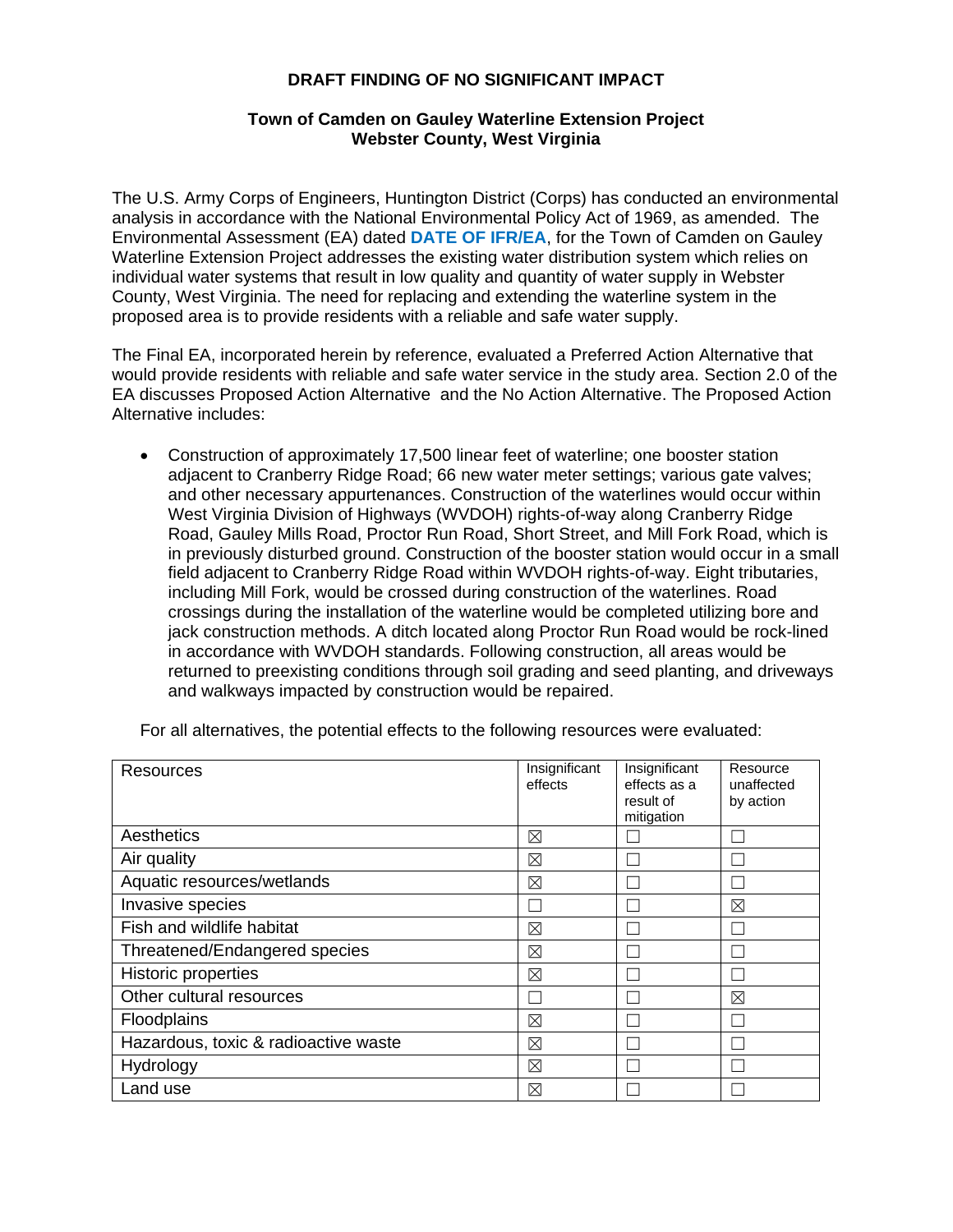# DRAFT FINDING OF NO SIGNIFICANT IMPACT

## Town of Camden on Gauley Waterline Extension Project
## Webster County, West Virginia

The U.S. Army Corps of Engineers, Huntington District (Corps) has conducted an environmental analysis in accordance with the National Environmental Policy Act of 1969, as amended. The Environmental Assessment (EA) dated **DATE OF IFR/EA**, for the Town of Camden on Gauley Waterline Extension Project addresses the existing water distribution system which relies on individual water systems that result in low quality and quantity of water supply in Webster County, West Virginia. The need for replacing and extending the waterline system in the proposed area is to provide residents with a reliable and safe water supply.

The Final EA, incorporated herein by reference, evaluated a Preferred Action Alternative that would provide residents with reliable and safe water service in the study area. Section 2.0 of the EA discusses Proposed Action Alternative and the No Action Alternative. The Proposed Action Alternative includes:

- Construction of approximately 17,500 linear feet of waterline; one booster station adjacent to Cranberry Ridge Road; 66 new water meter settings; various gate valves; and other necessary appurtenances. Construction of the waterlines would occur within West Virginia Division of Highways (WVDOH) rights-of-way along Cranberry Ridge Road, Gauley Mills Road, Proctor Run Road, Short Street, and Mill Fork Road, which is in previously disturbed ground. Construction of the booster station would occur in a small field adjacent to Cranberry Ridge Road within WVDOH rights-of-way. Eight tributaries, including Mill Fork, would be crossed during construction of the waterlines. Road crossings during the installation of the waterline would be completed utilizing bore and jack construction methods. A ditch located along Proctor Run Road would be rock-lined in accordance with WVDOH standards. Following construction, all areas would be returned to preexisting conditions through soil grading and seed planting, and driveways and walkways impacted by construction would be repaired.

For all alternatives, the potential effects to the following resources were evaluated:

| Resources | Insignificant effects | Insignificant effects as a result of mitigation | Resource unaffected by action |
|---|---|---|---|
| Aesthetics | ☒ | ☐ | ☐ |
| Air quality | ☒ | ☐ | ☐ |
| Aquatic resources/wetlands | ☒ | ☐ | ☐ |
| Invasive species | ☐ | ☐ | ☒ |
| Fish and wildlife habitat | ☒ | ☐ | ☐ |
| Threatened/Endangered species | ☒ | ☐ | ☐ |
| Historic properties | ☒ | ☐ | ☐ |
| Other cultural resources | ☐ | ☐ | ☒ |
| Floodplains | ☒ | ☐ | ☐ |
| Hazardous, toxic & radioactive waste | ☒ | ☐ | ☐ |
| Hydrology | ☒ | ☐ | ☐ |
| Land use | ☒ | ☐ | ☐ |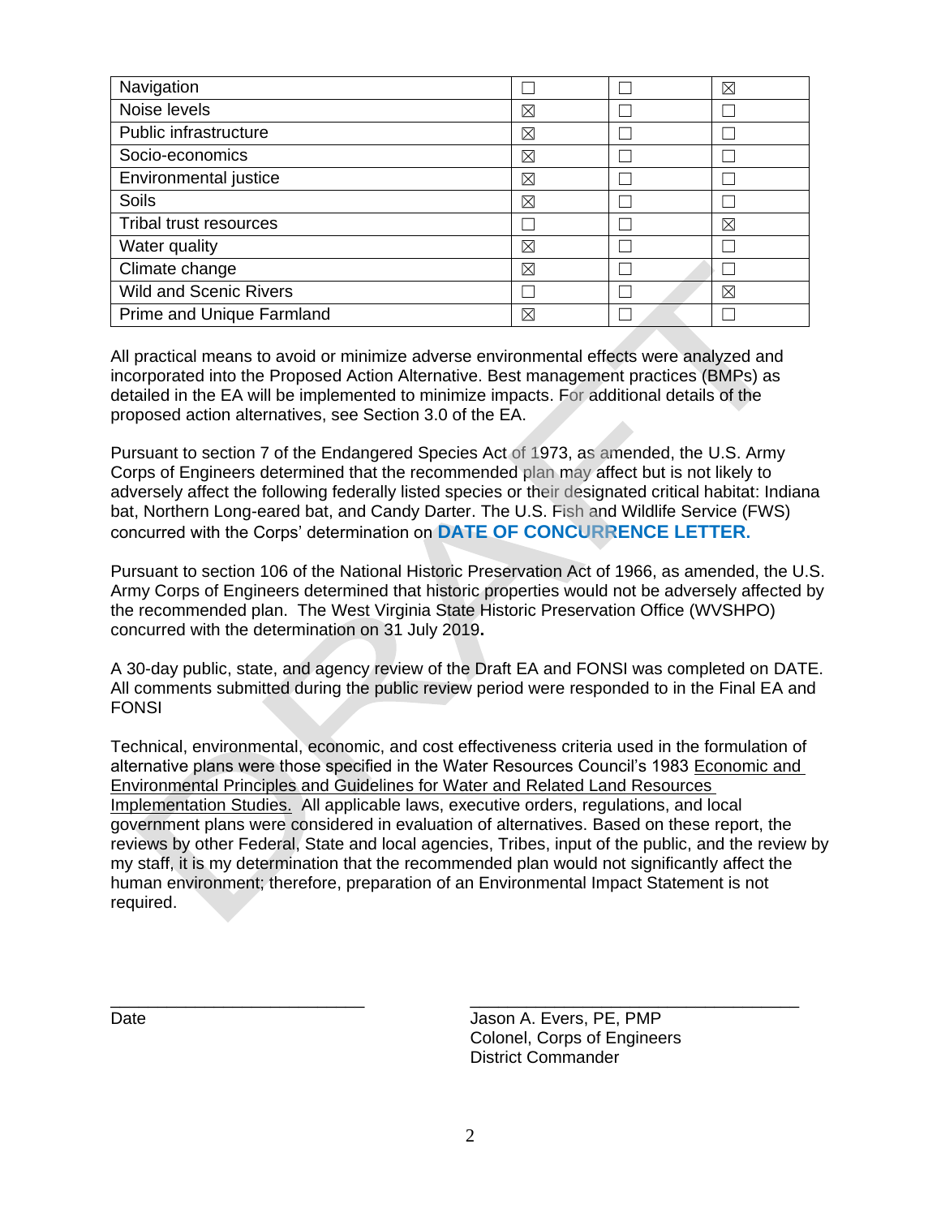| | | | |
|---|---|---|---|
| Navigation | ☐ | ☐ | ☒ |
| Noise levels | ☒ | ☐ | ☐ |
| Public infrastructure | ☒ | ☐ | ☐ |
| Socio-economics | ☒ | ☐ | ☐ |
| Environmental justice | ☒ | ☐ | ☐ |
| Soils | ☒ | ☐ | ☐ |
| Tribal trust resources | ☐ | ☐ | ☒ |
| Water quality | ☒ | ☐ | ☐ |
| Climate change | ☒ | ☐ | ☐ |
| Wild and Scenic Rivers | ☐ | ☐ | ☒ |
| Prime and Unique Farmland | ☒ | ☐ | ☐ |

All practical means to avoid or minimize adverse environmental effects were analyzed and incorporated into the Proposed Action Alternative. Best management practices (BMPs) as detailed in the EA will be implemented to minimize impacts. For additional details of the proposed action alternatives, see Section 3.0 of the EA.

Pursuant to section 7 of the Endangered Species Act of 1973, as amended, the U.S. Army Corps of Engineers determined that the recommended plan may affect but is not likely to adversely affect the following federally listed species or their designated critical habitat: Indiana bat, Northern Long-eared bat, and Candy Darter. The U.S. Fish and Wildlife Service (FWS) concurred with the Corps' determination on **DATE OF CONCURRENCE LETTER.**

Pursuant to section 106 of the National Historic Preservation Act of 1966, as amended, the U.S. Army Corps of Engineers determined that historic properties would not be adversely affected by the recommended plan. The West Virginia State Historic Preservation Office (WVSHPO) concurred with the determination on 31 July 2019**.**

A 30-day public, state, and agency review of the Draft EA and FONSI was completed on DATE. All comments submitted during the public review period were responded to in the Final EA and FONSI

Technical, environmental, economic, and cost effectiveness criteria used in the formulation of alternative plans were those specified in the Water Resources Council's 1983 Economic and Environmental Principles and Guidelines for Water and Related Land Resources Implementation Studies. All applicable laws, executive orders, regulations, and local government plans were considered in evaluation of alternatives. Based on these report, the reviews by other Federal, State and local agencies, Tribes, input of the public, and the review by my staff, it is my determination that the recommended plan would not significantly affect the human environment; therefore, preparation of an Environmental Impact Statement is not required.

\_\_\_\_\_\_\_\_\_\_\_\_\_\_\_\_\_\_\_\_\_\_\_\_\_\_\_\_
Date

\_\_\_\_\_\_\_\_\_\_\_\_\_\_\_\_\_\_\_\_\_\_\_\_\_\_\_\_\_\_\_\_\_\_\_\_
Jason A. Evers, PE, PMP
Colonel, Corps of Engineers
District Commander